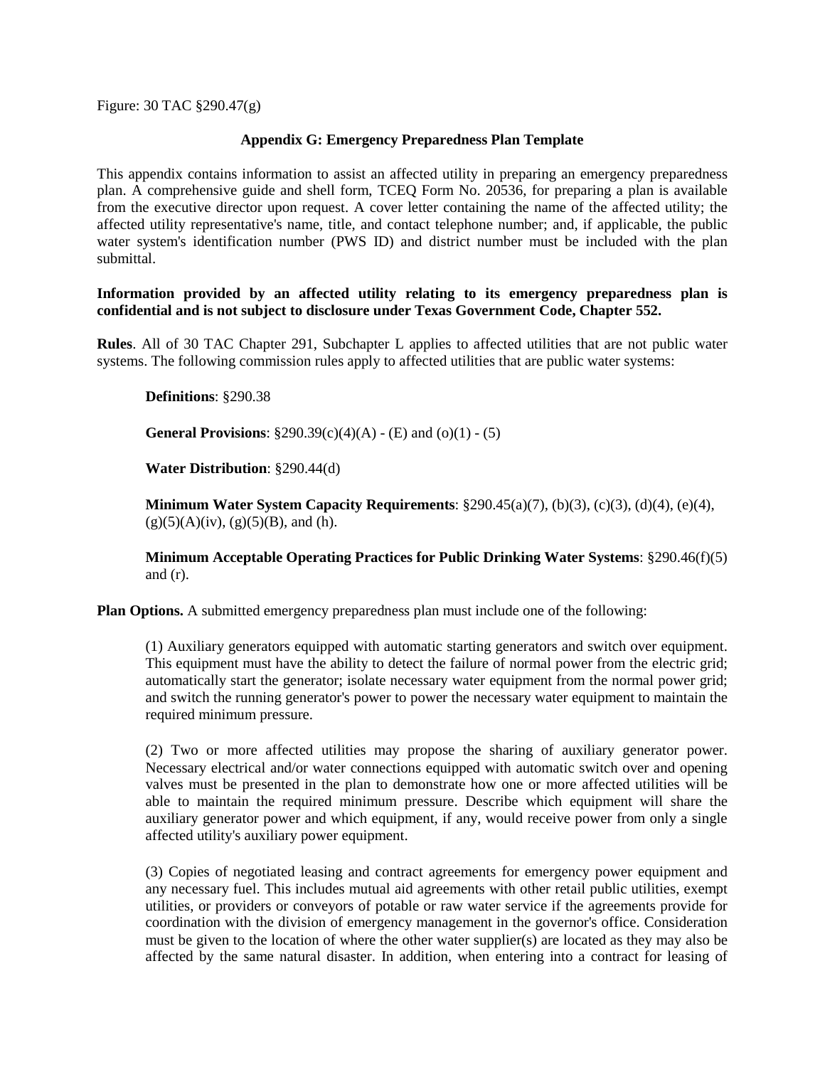Figure: 30 TAC §290.47(g)

## Appendix G: Emergency Preparedness Plan Template

This appendix contains information to assist an affected utility in preparing an emergency preparedness plan. A comprehensive guide and shell form, TCEQ Form No. 20536, for preparing a plan is available from the executive director upon request. A cover letter containing the name of the affected utility; the affected utility representative's name, title, and contact telephone number; and, if applicable, the public water system's identification number (PWS ID) and district number must be included with the plan submittal.

**Information provided by an affected utility relating to its emergency preparedness plan is confidential and is not subject to disclosure under Texas Government Code, Chapter 552.**

**Rules**. All of 30 TAC Chapter 291, Subchapter L applies to affected utilities that are not public water systems. The following commission rules apply to affected utilities that are public water systems:

> **Definitions**: §290.38
>
> **General Provisions**: §290.39(c)(4)(A) - (E) and (o)(1) - (5)
>
> **Water Distribution**: §290.44(d)
>
> **Minimum Water System Capacity Requirements**: §290.45(a)(7), (b)(3), (c)(3), (d)(4), (e)(4), (g)(5)(A)(iv), (g)(5)(B), and (h).
>
> **Minimum Acceptable Operating Practices for Public Drinking Water Systems**: §290.46(f)(5) and (r).

**Plan Options.** A submitted emergency preparedness plan must include one of the following:

> (1) Auxiliary generators equipped with automatic starting generators and switch over equipment. This equipment must have the ability to detect the failure of normal power from the electric grid; automatically start the generator; isolate necessary water equipment from the normal power grid; and switch the running generator's power to power the necessary water equipment to maintain the required minimum pressure.
>
> (2) Two or more affected utilities may propose the sharing of auxiliary generator power. Necessary electrical and/or water connections equipped with automatic switch over and opening valves must be presented in the plan to demonstrate how one or more affected utilities will be able to maintain the required minimum pressure. Describe which equipment will share the auxiliary generator power and which equipment, if any, would receive power from only a single affected utility's auxiliary power equipment.
>
> (3) Copies of negotiated leasing and contract agreements for emergency power equipment and any necessary fuel. This includes mutual aid agreements with other retail public utilities, exempt utilities, or providers or conveyors of potable or raw water service if the agreements provide for coordination with the division of emergency management in the governor's office. Consideration must be given to the location of where the other water supplier(s) are located as they may also be affected by the same natural disaster. In addition, when entering into a contract for leasing of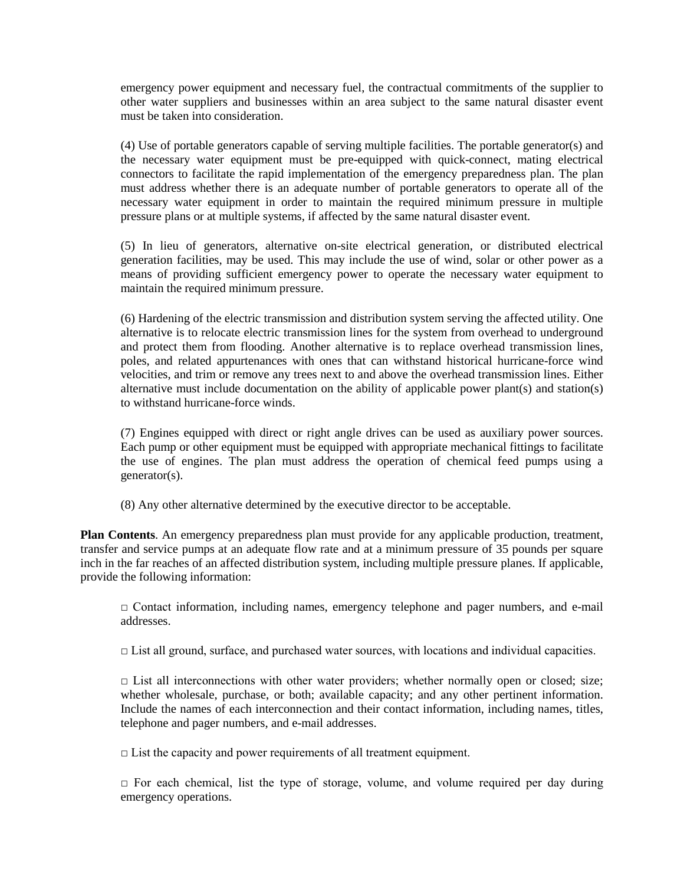emergency power equipment and necessary fuel, the contractual commitments of the supplier to other water suppliers and businesses within an area subject to the same natural disaster event must be taken into consideration.

(4) Use of portable generators capable of serving multiple facilities. The portable generator(s) and the necessary water equipment must be pre-equipped with quick-connect, mating electrical connectors to facilitate the rapid implementation of the emergency preparedness plan. The plan must address whether there is an adequate number of portable generators to operate all of the necessary water equipment in order to maintain the required minimum pressure in multiple pressure plans or at multiple systems, if affected by the same natural disaster event.

(5) In lieu of generators, alternative on-site electrical generation, or distributed electrical generation facilities, may be used. This may include the use of wind, solar or other power as a means of providing sufficient emergency power to operate the necessary water equipment to maintain the required minimum pressure.

(6) Hardening of the electric transmission and distribution system serving the affected utility. One alternative is to relocate electric transmission lines for the system from overhead to underground and protect them from flooding. Another alternative is to replace overhead transmission lines, poles, and related appurtenances with ones that can withstand historical hurricane-force wind velocities, and trim or remove any trees next to and above the overhead transmission lines. Either alternative must include documentation on the ability of applicable power plant(s) and station(s) to withstand hurricane-force winds.

(7) Engines equipped with direct or right angle drives can be used as auxiliary power sources. Each pump or other equipment must be equipped with appropriate mechanical fittings to facilitate the use of engines. The plan must address the operation of chemical feed pumps using a generator(s).

(8) Any other alternative determined by the executive director to be acceptable.

**Plan Contents**. An emergency preparedness plan must provide for any applicable production, treatment, transfer and service pumps at an adequate flow rate and at a minimum pressure of 35 pounds per square inch in the far reaches of an affected distribution system, including multiple pressure planes. If applicable, provide the following information:

□ Contact information, including names, emergency telephone and pager numbers, and e-mail addresses.

□ List all ground, surface, and purchased water sources, with locations and individual capacities.

□ List all interconnections with other water providers; whether normally open or closed; size; whether wholesale, purchase, or both; available capacity; and any other pertinent information. Include the names of each interconnection and their contact information, including names, titles, telephone and pager numbers, and e-mail addresses.

□ List the capacity and power requirements of all treatment equipment.

□ For each chemical, list the type of storage, volume, and volume required per day during emergency operations.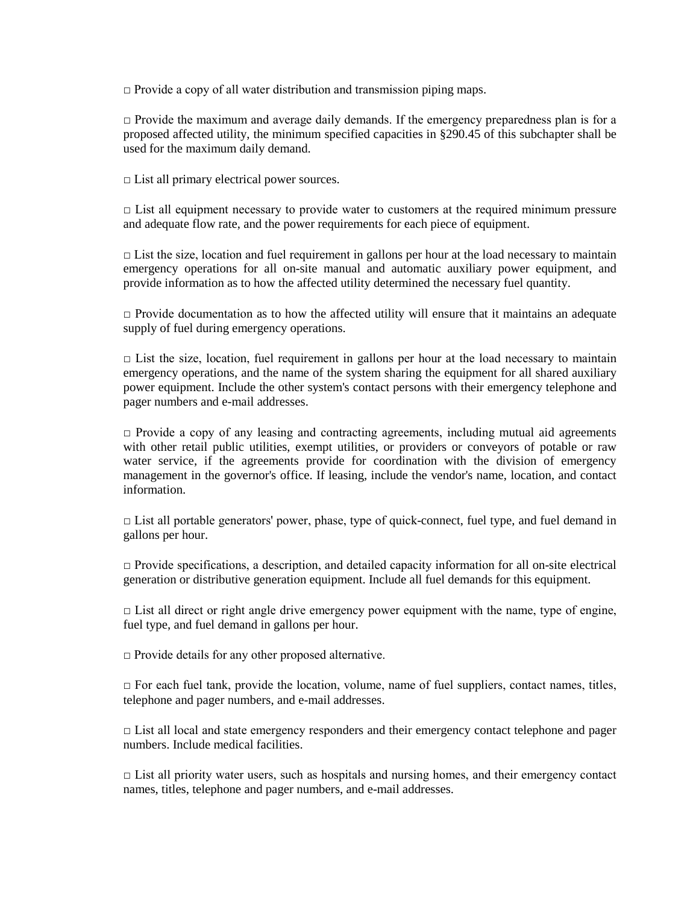□ Provide a copy of all water distribution and transmission piping maps.

□ Provide the maximum and average daily demands. If the emergency preparedness plan is for a proposed affected utility, the minimum specified capacities in §290.45 of this subchapter shall be used for the maximum daily demand.

□ List all primary electrical power sources.

□ List all equipment necessary to provide water to customers at the required minimum pressure and adequate flow rate, and the power requirements for each piece of equipment.

□ List the size, location and fuel requirement in gallons per hour at the load necessary to maintain emergency operations for all on-site manual and automatic auxiliary power equipment, and provide information as to how the affected utility determined the necessary fuel quantity.

□ Provide documentation as to how the affected utility will ensure that it maintains an adequate supply of fuel during emergency operations.

□ List the size, location, fuel requirement in gallons per hour at the load necessary to maintain emergency operations, and the name of the system sharing the equipment for all shared auxiliary power equipment. Include the other system's contact persons with their emergency telephone and pager numbers and e-mail addresses.

□ Provide a copy of any leasing and contracting agreements, including mutual aid agreements with other retail public utilities, exempt utilities, or providers or conveyors of potable or raw water service, if the agreements provide for coordination with the division of emergency management in the governor's office. If leasing, include the vendor's name, location, and contact information.

□ List all portable generators' power, phase, type of quick-connect, fuel type, and fuel demand in gallons per hour.

□ Provide specifications, a description, and detailed capacity information for all on-site electrical generation or distributive generation equipment. Include all fuel demands for this equipment.

□ List all direct or right angle drive emergency power equipment with the name, type of engine, fuel type, and fuel demand in gallons per hour.

□ Provide details for any other proposed alternative.

□ For each fuel tank, provide the location, volume, name of fuel suppliers, contact names, titles, telephone and pager numbers, and e-mail addresses.

□ List all local and state emergency responders and their emergency contact telephone and pager numbers. Include medical facilities.

□ List all priority water users, such as hospitals and nursing homes, and their emergency contact names, titles, telephone and pager numbers, and e-mail addresses.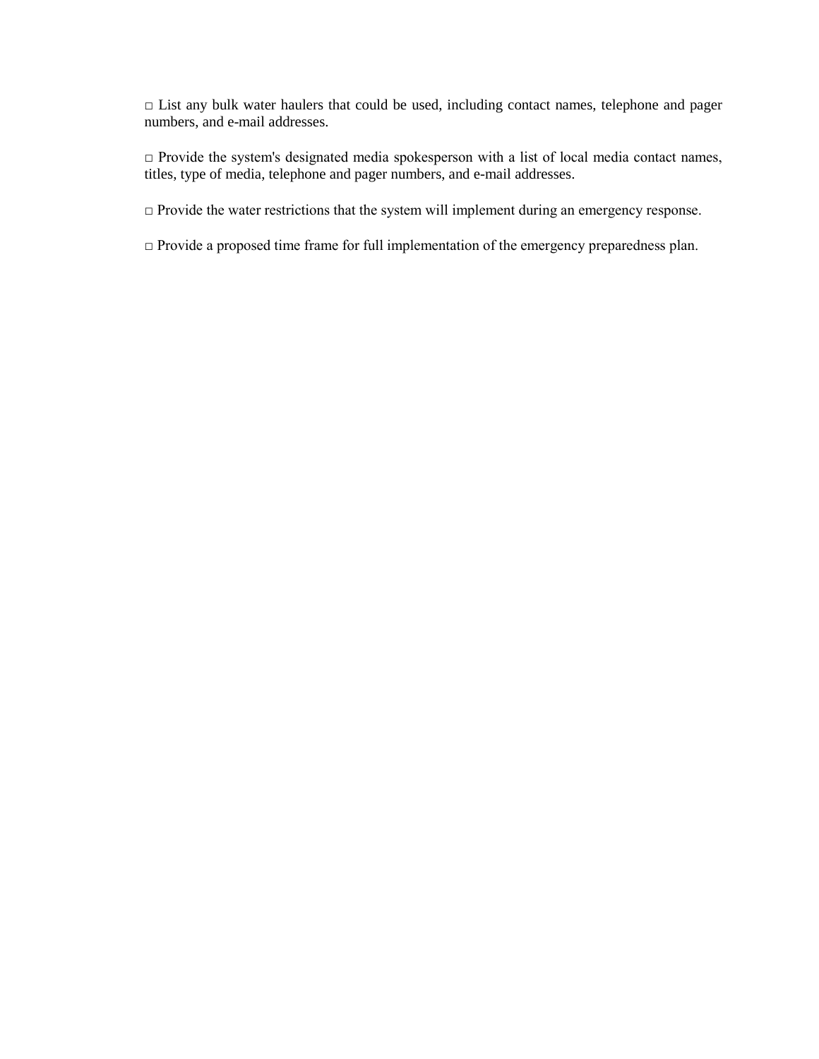□ List any bulk water haulers that could be used, including contact names, telephone and pager numbers, and e-mail addresses.

□ Provide the system's designated media spokesperson with a list of local media contact names, titles, type of media, telephone and pager numbers, and e-mail addresses.

□ Provide the water restrictions that the system will implement during an emergency response.

□ Provide a proposed time frame for full implementation of the emergency preparedness plan.